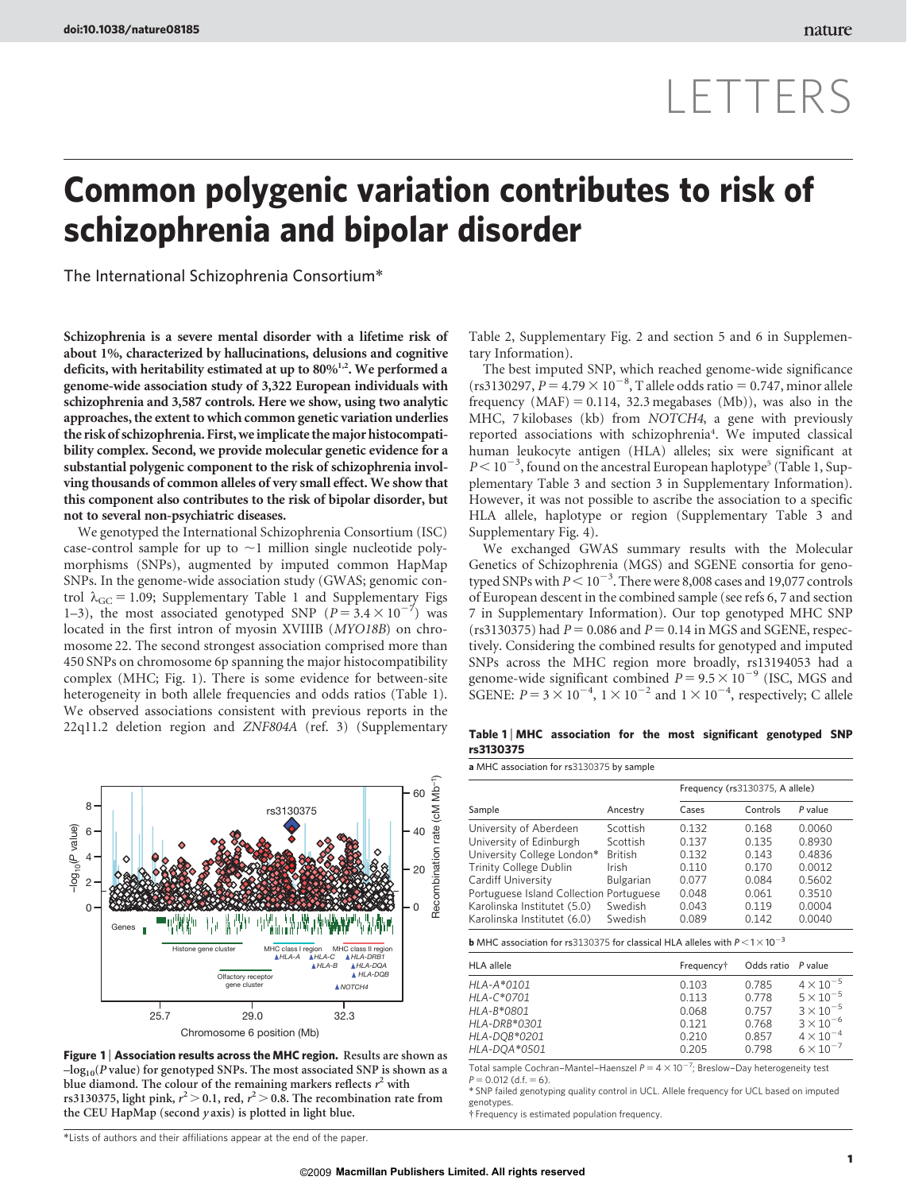LETTERS

# Common polygenic variation contributes to risk of schizophrenia and bipolar disorder

The International Schizophrenia Consortium*

**Schizophrenia is a severe mental disorder with a lifetime risk of about 1%, characterized by hallucinations, delusions and cognitive deficits, with heritability estimated at up to 80%[1,2]. We performed a genome-wide association study of 3,322 European individuals with schizophrenia and 3,587 controls. Here we show, using two analytic approaches, the extent to which common genetic variation underlies the risk of schizophrenia. First, we implicate the major histocompatibility complex. Second, we provide molecular genetic evidence for a substantial polygenic component to the risk of schizophrenia involving thousands of common alleles of very small effect. We show that this component also contributes to the risk of bipolar disorder, but not to several non-psychiatric diseases.**

We genotyped the International Schizophrenia Consortium (ISC) case-control sample for up to ~1 million single nucleotide polymorphisms (SNPs), augmented by imputed common HapMap SNPs. In the genome-wide association study (GWAS; genomic control $\lambda_{GC} = 1.09$; Supplementary Table 1 and Supplementary Figs 1–3), the most associated genotyped SNP ($P = 3.4 \times 10^{-7}$) was located in the first intron of myosin XVIIIB (*MYO18B*) on chromosome 22. The second strongest association comprised more than 450 SNPs on chromosome 6p spanning the major histocompatibility complex (MHC; Fig. 1). There is some evidence for between-site heterogeneity in both allele frequencies and odds ratios (Table 1). We observed associations consistent with previous reports in the 22q11.2 deletion region and *ZNF804A* (ref. 3) (Supplementary Table 2, Supplementary Fig. 2 and section 5 and 6 in Supplementary Information).

The best imputed SNP, which reached genome-wide significance (rs3130297, $P = 4.79 \times 10^{-8}$, T allele odds ratio = 0.747, minor allele frequency (MAF) = 0.114, 32.3 megabases (Mb)), was also in the MHC, 7 kilobases (kb) from *NOTCH4*, a gene with previously reported associations with schizophrenia[4]. We imputed classical human leukocyte antigen (HLA) alleles; six were significant at $P < 10^{-3}$, found on the ancestral European haplotype[5] (Table 1, Supplementary Table 3 and section 3 in Supplementary Information). However, it was not possible to ascribe the association to a specific HLA allele, haplotype or region (Supplementary Table 3 and Supplementary Fig. 4).

We exchanged GWAS summary results with the Molecular Genetics of Schizophrenia (MGS) and SGENE consortia for genotyped SNPs with $P < 10^{-3}$. There were 8,008 cases and 19,077 controls of European descent in the combined sample (see refs 6, 7 and section 7 in Supplementary Information). Our top genotyped MHC SNP (rs3130375) had $P = 0.086$ and $P = 0.14$ in MGS and SGENE, respectively. Considering the combined results for genotyped and imputed SNPs across the MHC region more broadly, rs13194053 had a genome-wide significant combined $P = 9.5 \times 10^{-9}$ (ISC, MGS and SGENE: $P = 3 \times 10^{-4}$, $1 \times 10^{-2}$ and $1 \times 10^{-4}$, respectively; C allele

**Figure 1 | Association results across the MHC region.** Results are shown as $-\log_{10}$(*P* value) for genotyped SNPs. The most associated SNP is shown as a blue diamond. The colour of the remaining markers reflects $r^2$ with rs3130375, light pink, $r^2 > 0.1$, red, $r^2 > 0.8$. The recombination rate from the CEU HapMap (second *y* axis) is plotted in light blue.

**Table 1 | MHC association for the most significant genotyped SNP rs3130375**

**a** MHC association for rs3130375 by sample

| Sample | Ancestry | Frequency (rs3130375, A allele) Cases | Controls | *P* value |
|---|---|---|---|---|
| University of Aberdeen | Scottish | 0.132 | 0.168 | 0.0060 |
| University of Edinburgh | Scottish | 0.137 | 0.135 | 0.8930 |
| University College London* | British | 0.132 | 0.143 | 0.4836 |
| Trinity College Dublin | Irish | 0.110 | 0.170 | 0.0012 |
| Cardiff University | Bulgarian | 0.077 | 0.084 | 0.5602 |
| Portuguese Island Collection | Portuguese | 0.048 | 0.061 | 0.3510 |
| Karolinska Institutet (5.0) | Swedish | 0.043 | 0.119 | 0.0004 |
| Karolinska Institutet (6.0) | Swedish | 0.089 | 0.142 | 0.0040 |

**b** MHC association for rs3130375 for classical HLA alleles with $P < 1 \times 10^{-3}$

| HLA allele | Frequency† | Odds ratio | *P* value |
|---|---|---|---|
| *HLA-A\*0101* | 0.103 | 0.785 | $4 \times 10^{-5}$ |
| *HLA-C\*0701* | 0.113 | 0.778 | $5 \times 10^{-5}$ |
| *HLA-B\*0801* | 0.068 | 0.757 | $3 \times 10^{-5}$ |
| *HLA-DRB\*0301* | 0.121 | 0.768 | $3 \times 10^{-6}$ |
| *HLA-DQB\*0201* | 0.210 | 0.857 | $4 \times 10^{-4}$ |
| *HLA-DQA\*0501* | 0.205 | 0.798 | $6 \times 10^{-7}$ |

Total sample Cochran–Mantel–Haenszel $P = 4 \times 10^{-7}$; Breslow–Day heterogeneity test $P = 0.012$ (d.f. = 6).

\* SNP failed genotyping quality control in UCL. Allele frequency for UCL based on imputed genotypes.

† Frequency is estimated population frequency.

*Lists of authors and their affiliations appear at the end of the paper.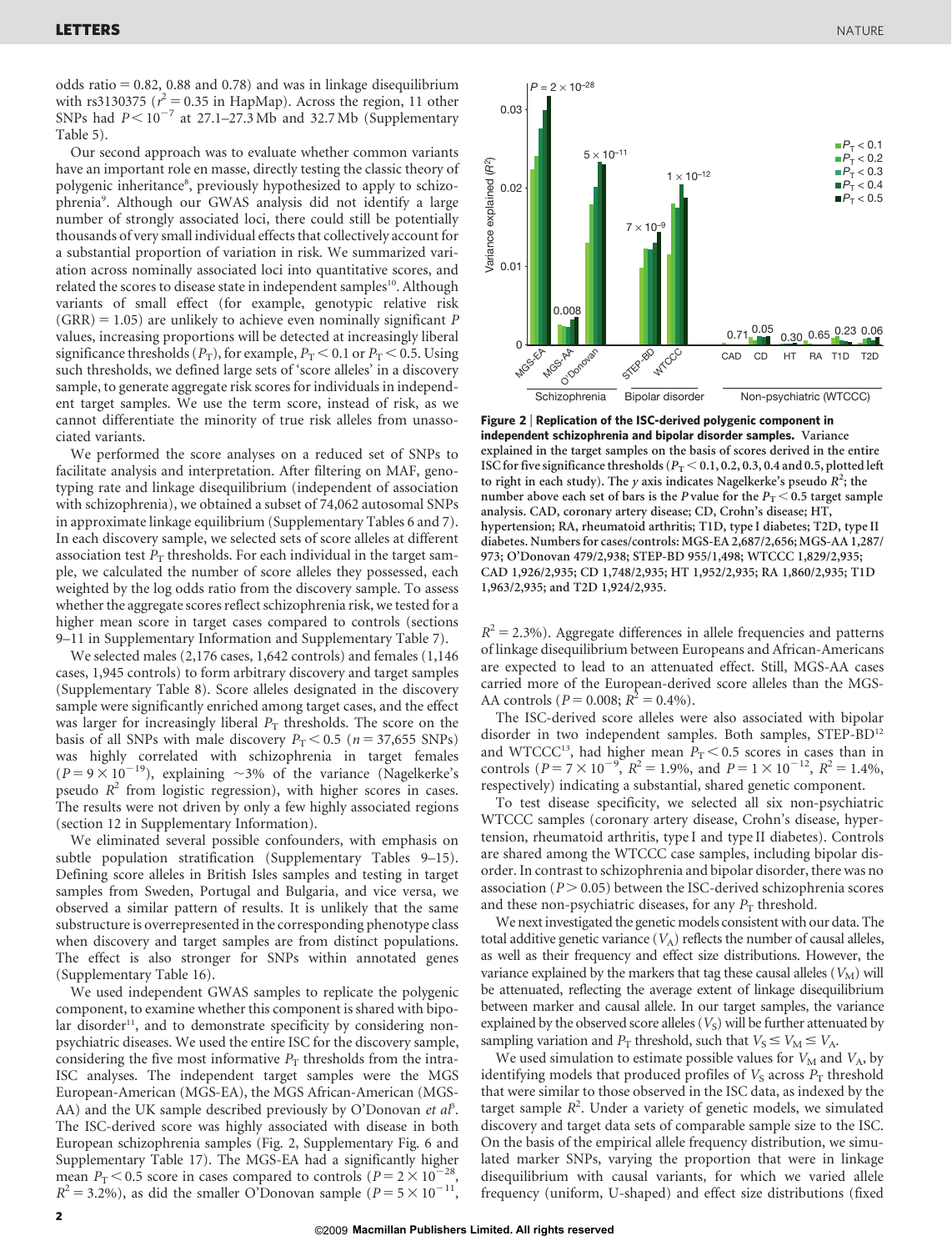odds ratio = 0.82, 0.88 and 0.78) and was in linkage disequilibrium with rs3130375 ($r^2 = 0.35$ in HapMap). Across the region, 11 other SNPs had $P < 10^{-7}$ at 27.1–27.3 Mb and 32.7 Mb (Supplementary Table 5).

Our second approach was to evaluate whether common variants have an important role en masse, directly testing the classic theory of polygenic inheritance[8], previously hypothesized to apply to schizophrenia[9]. Although our GWAS analysis did not identify a large number of strongly associated loci, there could still be potentially thousands of very small individual effects that collectively account for a substantial proportion of variation in risk. We summarized variation across nominally associated loci into quantitative scores, and related the scores to disease state in independent samples[10]. Although variants of small effect (for example, genotypic relative risk (GRR) = 1.05) are unlikely to achieve even nominally significant $P$ values, increasing proportions will be detected at increasingly liberal significance thresholds ($P_T$), for example, $P_T < 0.1$ or $P_T < 0.5$. Using such thresholds, we defined large sets of 'score alleles' in a discovery sample, to generate aggregate risk scores for individuals in independent target samples. We use the term score, instead of risk, as we cannot differentiate the minority of true risk alleles from unassociated variants.

We performed the score analyses on a reduced set of SNPs to facilitate analysis and interpretation. After filtering on MAF, genotyping rate and linkage disequilibrium (independent of association with schizophrenia), we obtained a subset of 74,062 autosomal SNPs in approximate linkage equilibrium (Supplementary Tables 6 and 7). In each discovery sample, we selected sets of score alleles at different association test $P_T$ thresholds. For each individual in the target sample, we calculated the number of score alleles they possessed, each weighted by the log odds ratio from the discovery sample. To assess whether the aggregate scores reflect schizophrenia risk, we tested for a higher mean score in target cases compared to controls (sections 9–11 in Supplementary Information and Supplementary Table 7).

We selected males (2,176 cases, 1,642 controls) and females (1,146 cases, 1,945 controls) to form arbitrary discovery and target samples (Supplementary Table 8). Score alleles designated in the discovery sample were significantly enriched among target cases, and the effect was larger for increasingly liberal $P_T$ thresholds. The score on the basis of all SNPs with male discovery $P_T < 0.5$ ($n$ = 37,655 SNPs) was highly correlated with schizophrenia in target females ($P = 9 \times 10^{-19}$), explaining ~3% of the variance (Nagelkerke's pseudo $R^2$ from logistic regression), with higher scores in cases. The results were not driven by only a few highly associated regions (section 12 in Supplementary Information).

We eliminated several possible confounders, with emphasis on subtle population stratification (Supplementary Tables 9–15). Defining score alleles in British Isles samples and testing in target samples from Sweden, Portugal and Bulgaria, and vice versa, we observed a similar pattern of results. It is unlikely that the same substructure is overrepresented in the corresponding phenotype class when discovery and target samples are from distinct populations. The effect is also stronger for SNPs within annotated genes (Supplementary Table 16).

We used independent GWAS samples to replicate the polygenic component, to examine whether this component is shared with bipolar disorder[11], and to demonstrate specificity by considering non-psychiatric diseases. We used the entire ISC for the discovery sample, considering the five most informative $P_T$ thresholds from the intra-ISC analyses. The independent target samples were the MGS European-American (MGS-EA), the MGS African-American (MGS-AA) and the UK sample described previously by O'Donovan *et al*[5]. The ISC-derived score was highly associated with disease in both European schizophrenia samples (Fig. 2, Supplementary Fig. 6 and Supplementary Table 17). The MGS-EA had a significantly higher mean $P_T < 0.5$ score in cases compared to controls ($P = 2 \times 10^{-28}$, $R^2 = 3.2\%$), as did the smaller O'Donovan sample ($P = 5 \times 10^{-11}$, $R^2 = 2.3\%$). Aggregate differences in allele frequencies and patterns of linkage disequilibrium between Europeans and African-Americans are expected to lead to an attenuated effect. Still, MGS-AA cases carried more of the European-derived score alleles than the MGS-AA controls ($P = 0.008$; $R^2 = 0.4\%$).

**Figure 2 | Replication of the ISC-derived polygenic component in independent schizophrenia and bipolar disorder samples.** Variance explained in the target samples on the basis of scores derived in the entire ISC for five significance thresholds ($P_T < 0.1, 0.2, 0.3, 0.4$ and $0.5$, plotted left to right in each study). The $y$ axis indicates Nagelkerke's pseudo $R^2$; the number above each set of bars is the $P$ value for the $P_T < 0.5$ target sample analysis. CAD, coronary artery disease; CD, Crohn's disease; HT, hypertension; RA, rheumatoid arthritis; T1D, type I diabetes; T2D, type II diabetes. Numbers for cases/controls: MGS-EA 2,687/2,656; MGS-AA 1,287/973; O'Donovan 479/2,938; STEP-BD 955/1,498; WTCCC 1,829/2,935; CAD 1,926/2,935; CD 1,748/2,935; HT 1,952/2,935; RA 1,860/2,935; T1D 1,963/2,935; and T2D 1,924/2,935.

The ISC-derived score alleles were also associated with bipolar disorder in two independent samples. Both samples, STEP-BD[12] and WTCCC[13], had higher mean $P_T < 0.5$ scores in cases than in controls ($P = 7 \times 10^{-9}$, $R^2 = 1.9\%$, and $P = 1 \times 10^{-12}$, $R^2 = 1.4\%$, respectively) indicating a substantial, shared genetic component.

To test disease specificity, we selected all six non-psychiatric WTCCC samples (coronary artery disease, Crohn's disease, hypertension, rheumatoid arthritis, type I and type II diabetes). Controls are shared among the WTCCC case samples, including bipolar disorder. In contrast to schizophrenia and bipolar disorder, there was no association ($P > 0.05$) between the ISC-derived schizophrenia scores and these non-psychiatric diseases, for any $P_T$ threshold.

We next investigated the genetic models consistent with our data. The total additive genetic variance ($V_A$) reflects the number of causal alleles, as well as their frequency and effect size distributions. However, the variance explained by the markers that tag these causal alleles ($V_M$) will be attenuated, reflecting the average extent of linkage disequilibrium between marker and causal allele. In our target samples, the variance explained by the observed score alleles ($V_S$) will be further attenuated by sampling variation and $P_T$ threshold, such that $V_S \leq V_M \leq V_A$.

We used simulation to estimate possible values for $V_M$ and $V_A$, by identifying models that produced profiles of $V_S$ across $P_T$ threshold that were similar to those observed in the ISC data, as indexed by the target sample $R^2$. Under a variety of genetic models, we simulated discovery and target data sets of comparable sample size to the ISC. On the basis of the empirical allele frequency distribution, we simulated marker SNPs, varying the proportion that were in linkage disequilibrium with causal variants, for which we varied allele frequency (uniform, U-shaped) and effect size distributions (fixed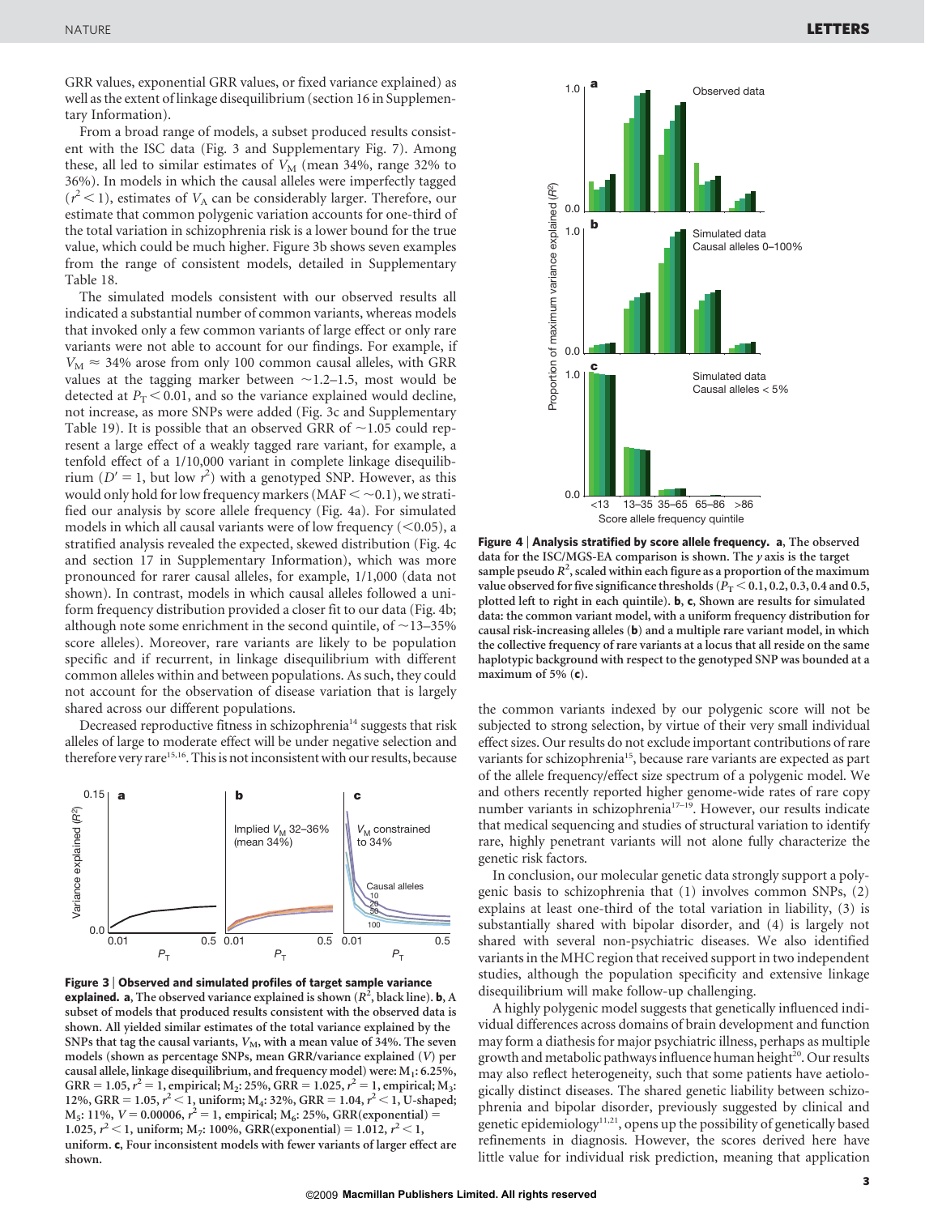GRR values, exponential GRR values, or fixed variance explained) as well as the extent of linkage disequilibrium (section 16 in Supplementary Information).

From a broad range of models, a subset produced results consistent with the ISC data (Fig. 3 and Supplementary Fig. 7). Among these, all led to similar estimates of $V_M$ (mean 34%, range 32% to 36%). In models in which the causal alleles were imperfectly tagged ($r^2 < 1$), estimates of $V_A$ can be considerably larger. Therefore, our estimate that common polygenic variation accounts for one-third of the total variation in schizophrenia risk is a lower bound for the true value, which could be much higher. Figure 3b shows seven examples from the range of consistent models, detailed in Supplementary Table 18.

The simulated models consistent with our observed results all indicated a substantial number of common variants, whereas models that invoked only a few common variants of large effect or only rare variants were not able to account for our findings. For example, if $V_M \approx 34\%$ arose from only 100 common causal alleles, with GRR values at the tagging marker between ~1.2–1.5, most would be detected at $P_T < 0.01$, and so the variance explained would decline, not increase, as more SNPs were added (Fig. 3c and Supplementary Table 19). It is possible that an observed GRR of ~1.05 could represent a large effect of a weakly tagged rare variant, for example, a tenfold effect of a 1/10,000 variant in complete linkage disequilibrium ($D' = 1$, but low $r^2$) with a genotyped SNP. However, as this would only hold for low frequency markers (MAF < ~0.1), we stratified our analysis by score allele frequency (Fig. 4a). For simulated models in which all causal variants were of low frequency (<0.05), a stratified analysis revealed the expected, skewed distribution (Fig. 4c and section 17 in Supplementary Information), which was more pronounced for rarer causal alleles, for example, 1/1,000 (data not shown). In contrast, models in which causal alleles followed a uniform frequency distribution provided a closer fit to our data (Fig. 4b; although note some enrichment in the second quintile, of ~13–35% score alleles). Moreover, rare variants are likely to be population specific and if recurrent, in linkage disequilibrium with different common alleles within and between populations. As such, they could not account for the observation of disease variation that is largely shared across our different populations.

Decreased reproductive fitness in schizophrenia[14] suggests that risk alleles of large to moderate effect will be under negative selection and therefore very rare[15,16]. This is not inconsistent with our results, because the common variants indexed by our polygenic score will not be subjected to strong selection, by virtue of their very small individual effect sizes. Our results do not exclude important contributions of rare variants for schizophrenia[15], because rare variants are expected as part of the allele frequency/effect size spectrum of a polygenic model. We and others recently reported higher genome-wide rates of rare copy number variants in schizophrenia[17–19]. However, our results indicate that medical sequencing and studies of structural variation to identify rare, highly penetrant variants will not alone fully characterize the genetic risk factors.

In conclusion, our molecular genetic data strongly support a polygenic basis to schizophrenia that (1) involves common SNPs, (2) explains at least one-third of the total variation in liability, (3) is substantially shared with bipolar disorder, and (4) is largely not shared with several non-psychiatric diseases. We also identified variants in the MHC region that received support in two independent studies, although the population specificity and extensive linkage disequilibrium will make follow-up challenging.

A highly polygenic model suggests that genetically influenced individual differences across domains of brain development and function may form a diathesis for major psychiatric illness, perhaps as multiple growth and metabolic pathways influence human height[20]. Our results may also reflect heterogeneity, such that some patients have aetiologically distinct diseases. The shared genetic liability between schizophrenia and bipolar disorder, previously suggested by clinical and genetic epidemiology[11,21], opens up the possibility of genetically based refinements in diagnosis. However, the scores derived here have little value for individual risk prediction, meaning that application

**Figure 3 | Observed and simulated profiles of target sample variance explained. a**, The observed variance explained is shown ($R^2$, black line). **b**, A subset of models that produced results consistent with the observed data is shown. All yielded similar estimates of the total variance explained by the SNPs that tag the causal variants, $V_M$, with a mean value of 34%. The seven models (shown as percentage SNPs, mean GRR/variance explained ($V$) per causal allele, linkage disequilibrium, and frequency model) were: $M_1$: 6.25%, GRR = 1.05, $r^2 = 1$, empirical; $M_2$: 25%, GRR = 1.025, $r^2 = 1$, empirical; $M_3$: 12%, GRR = 1.05, $r^2 < 1$, uniform; $M_4$: 32%, GRR = 1.04, $r^2 < 1$, U-shaped; $M_5$: 11%, $V = 0.00006$, $r^2 = 1$, empirical; $M_6$: 25%, GRR(exponential) = 1.025, $r^2 < 1$, uniform; $M_7$: 100%, GRR(exponential) = 1.012, $r^2 < 1$, uniform. **c**, Four inconsistent models with fewer variants of larger effect are shown.

**Figure 4 | Analysis stratified by score allele frequency. a**, The observed data for the ISC/MGS-EA comparison is shown. The $y$ axis is the target sample pseudo $R^2$, scaled within each figure as a proportion of the maximum value observed for five significance thresholds ($P_T < 0.1$, 0.2, 0.3, 0.4 and 0.5, plotted left to right in each quintile). **b**, **c**, Shown are results for simulated data: the common variant model, with a uniform frequency distribution for causal risk-increasing alleles (**b**) and a multiple rare variant model, in which the collective frequency of rare variants at a locus that all reside on the same haplotypic background with respect to the genotyped SNP was bounded at a maximum of 5% (**c**).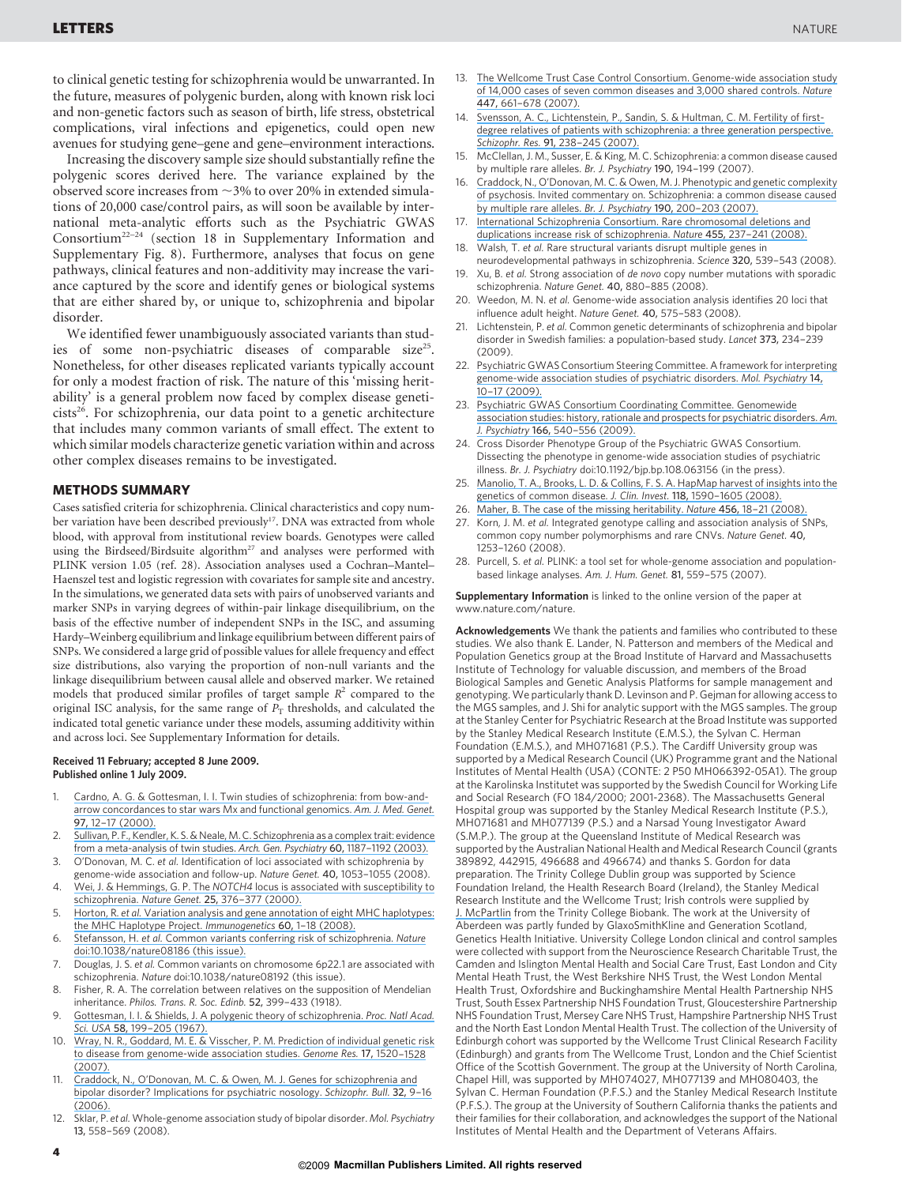to clinical genetic testing for schizophrenia would be unwarranted. In the future, measures of polygenic burden, along with known risk loci and non-genetic factors such as season of birth, life stress, obstetrical complications, viral infections and epigenetics, could open new avenues for studying gene–gene and gene–environment interactions.

Increasing the discovery sample size should substantially refine the polygenic scores derived here. The variance explained by the observed score increases from ~3% to over 20% in extended simulations of 20,000 case/control pairs, as will soon be available by international meta-analytic efforts such as the Psychiatric GWAS Consortium[22–24] (section 18 in Supplementary Information and Supplementary Fig. 8). Furthermore, analyses that focus on gene pathways, clinical features and non-additivity may increase the variance captured by the score and identify genes or biological systems that are either shared by, or unique to, schizophrenia and bipolar disorder.

We identified fewer unambiguously associated variants than studies of some non-psychiatric diseases of comparable size[25]. Nonetheless, for other diseases replicated variants typically account for only a modest fraction of risk. The nature of this 'missing heritability' is a general problem now faced by complex disease geneticists[26]. For schizophrenia, our data point to a genetic architecture that includes many common variants of small effect. The extent to which similar models characterize genetic variation within and across other complex diseases remains to be investigated.

## METHODS SUMMARY

Cases satisfied criteria for schizophrenia. Clinical characteristics and copy number variation have been described previously[17]. DNA was extracted from whole blood, with approval from institutional review boards. Genotypes were called using the Birdseed/Birdsuite algorithm[27] and analyses were performed with PLINK version 1.05 (ref. 28). Association analyses used a Cochran–Mantel–Haenszel test and logistic regression with covariates for sample site and ancestry. In the simulations, we generated data sets with pairs of unobserved variants and marker SNPs in varying degrees of within-pair linkage disequilibrium, on the basis of the effective number of independent SNPs in the ISC, and assuming Hardy–Weinberg equilibrium and linkage equilibrium between different pairs of SNPs. We considered a large grid of possible values for allele frequency and effect size distributions, also varying the proportion of non-null variants and the linkage disequilibrium between causal allele and observed marker. We retained models that produced similar profiles of target sample $R^2$ compared to the original ISC analysis, for the same range of $P_T$ thresholds, and calculated the indicated total genetic variance under these models, assuming additivity within and across loci. See Supplementary Information for details.

**Received 11 February; accepted 8 June 2009.**
**Published online 1 July 2009.**

1. Cardno, A. G. & Gottesman, I. I. Twin studies of schizophrenia: from bow-and-arrow concordances to star wars Mx and functional genomics. *Am. J. Med. Genet.* **97**, 12–17 (2000).
2. Sullivan, P. F., Kendler, K. S. & Neale, M. C. Schizophrenia as a complex trait: evidence from a meta-analysis of twin studies. *Arch. Gen. Psychiatry* **60**, 1187–1192 (2003).
3. O'Donovan, M. C. *et al.* Identification of loci associated with schizophrenia by genome-wide association and follow-up. *Nature Genet.* **40**, 1053–1055 (2008).
4. Wei, J. & Hemmings, G. P. The *NOTCH4* locus is associated with susceptibility to schizophrenia. *Nature Genet.* **25**, 376–377 (2000).
5. Horton, R. *et al.* Variation analysis and gene annotation of eight MHC haplotypes: the MHC Haplotype Project. *Immunogenetics* **60**, 1–18 (2008).
6. Stefansson, H. *et al.* Common variants conferring risk of schizophrenia. *Nature* doi:10.1038/nature08186 (this issue).
7. Douglas, J. S. *et al.* Common variants on chromosome 6p22.1 are associated with schizophrenia. *Nature* doi:10.1038/nature08192 (this issue).
8. Fisher, R. A. The correlation between relatives on the supposition of Mendelian inheritance. *Philos. Trans. R. Soc. Edinb.* **52**, 399–433 (1918).
9. Gottesman, I. I. & Shields, J. A polygenic theory of schizophrenia. *Proc. Natl Acad. Sci. USA* **58**, 199–205 (1967).
10. Wray, N. R., Goddard, M. E. & Visscher, P. M. Prediction of individual genetic risk to disease from genome-wide association studies. *Genome Res.* **17**, 1520–1528 (2007).
11. Craddock, N., O'Donovan, M. C. & Owen, M. J. Genes for schizophrenia and bipolar disorder? Implications for psychiatric nosology. *Schizophr. Bull.* **32**, 9–16 (2006).
12. Sklar, P. *et al.* Whole-genome association study of bipolar disorder. *Mol. Psychiatry* **13**, 558–569 (2008).
13. The Wellcome Trust Case Control Consortium. Genome-wide association study of 14,000 cases of seven common diseases and 3,000 shared controls. *Nature* **447**, 661–678 (2007).
14. Svensson, A. C., Lichtenstein, P., Sandin, S. & Hultman, C. M. Fertility of first-degree relatives of patients with schizophrenia: a three generation perspective. *Schizophr. Res.* **91**, 238–245 (2007).
15. McClellan, J. M., Susser, E. & King, M. C. Schizophrenia: a common disease caused by multiple rare alleles. *Br. J. Psychiatry* **190**, 194–199 (2007).
16. Craddock, N., O'Donovan, M. C. & Owen, M. J. Phenotypic and genetic complexity of psychosis. Invited commentary on. Schizophrenia: a common disease caused by multiple rare alleles. *Br. J. Psychiatry* **190**, 200–203 (2007).
17. International Schizophrenia Consortium. Rare chromosomal deletions and duplications increase risk of schizophrenia. *Nature* **455**, 237–241 (2008).
18. Walsh, T. *et al.* Rare structural variants disrupt multiple genes in neurodevelopmental pathways in schizophrenia. *Science* **320**, 539–543 (2008).
19. Xu, B. *et al.* Strong association of *de novo* copy number mutations with sporadic schizophrenia. *Nature Genet.* **40**, 880–885 (2008).
20. Weedon, M. N. *et al.* Genome-wide association analysis identifies 20 loci that influence adult height. *Nature Genet.* **40**, 575–583 (2008).
21. Lichtenstein, P. *et al.* Common genetic determinants of schizophrenia and bipolar disorder in Swedish families: a population-based study. *Lancet* **373**, 234–239 (2009).
22. Psychiatric GWAS Consortium Steering Committee. A framework for interpreting genome-wide association studies of psychiatric disorders. *Mol. Psychiatry* **14**, 10–17 (2009).
23. Psychiatric GWAS Consortium Coordinating Committee. Genomewide association studies: history, rationale and prospects for psychiatric disorders. *Am. J. Psychiatry* **166**, 540–556 (2009).
24. Cross Disorder Phenotype Group of the Psychiatric GWAS Consortium. Dissecting the phenotype in genome-wide association studies of psychiatric illness. *Br. J. Psychiatry* doi:10.1192/bjp.bp.108.063156 (in the press).
25. Manolio, T. A., Brooks, L. D. & Collins, F. S. A. HapMap harvest of insights into the genetics of common disease. *J. Clin. Invest.* **118**, 1590–1605 (2008).
26. Maher, B. The case of the missing heritability. *Nature* **456**, 18–21 (2008).
27. Korn, J. M. *et al.* Integrated genotype calling and association analysis of SNPs, common copy number polymorphisms and rare CNVs. *Nature Genet.* **40**, 1253–1260 (2008).
28. Purcell, S. *et al.* PLINK: a tool set for whole-genome association and population-based linkage analyses. *Am. J. Hum. Genet.* **81**, 559–575 (2007).

**Supplementary Information** is linked to the online version of the paper at www.nature.com/nature.

**Acknowledgements** We thank the patients and families who contributed to these studies. We also thank E. Lander, N. Patterson and members of the Medical and Population Genetics group at the Broad Institute of Harvard and Massachusetts Institute of Technology for valuable discussion, and members of the Broad Biological Samples and Genetic Analysis Platforms for sample management and genotyping. We particularly thank D. Levinson and P. Gejman for allowing access to the MGS samples, and J. Shi for analytic support with the MGS samples. The group at the Stanley Center for Psychiatric Research at the Broad Institute was supported by the Stanley Medical Research Institute (E.M.S.), the Sylvan C. Herman Foundation (E.M.S.), and MH071681 (P.S.). The Cardiff University group was supported by a Medical Research Council (UK) Programme grant and the National Institutes of Mental Health (USA) (CONTE: 2 P50 MH066392-05A1). The group at the Karolinska Institutet was supported by the Swedish Council for Working Life and Social Research (FO 184/2000; 2001-2368). The Massachusetts General Hospital group was supported by the Stanley Medical Research Institute (P.S.), MH071681 and MH077139 (P.S.) and a Narsad Young Investigator Award (S.M.P.). The group at the Queensland Institute of Medical Research was supported by the Australian National Health and Medical Research Council (grants 389892, 442915, 496688 and 496674) and thanks S. Gordon for data preparation. The Trinity College Dublin group was supported by Science Foundation Ireland, the Health Research Board (Ireland), the Stanley Medical Research Institute and the Wellcome Trust; Irish controls were supplied by J. McPartlin from the Trinity College Biobank. The work at the University of Aberdeen was partly funded by GlaxoSmithKline and Generation Scotland, Genetics Health Initiative. University College London clinical and control samples were collected with support from the Neuroscience Research Charitable Trust, the Camden and Islington Mental Health and Social Care Trust, East London and City Mental Heath Trust, the West Berkshire NHS Trust, the West London Mental Health Trust, Oxfordshire and Buckinghamshire Mental Health Partnership NHS Trust, South Essex Partnership NHS Foundation Trust, Gloucestershire Partnership NHS Foundation Trust, Mersey Care NHS Trust, Hampshire Partnership NHS Trust and the North East London Mental Health Trust. The collection of the University of Edinburgh cohort was supported by the Wellcome Trust Clinical Research Facility (Edinburgh) and grants from The Wellcome Trust, London and the Chief Scientist Office of the Scottish Government. The group at the University of North Carolina, Chapel Hill, was supported by MH074027, MH077139 and MH080403, the Sylvan C. Herman Foundation (P.F.S.) and the Stanley Medical Research Institute (P.F.S.). The group at the University of Southern California thanks the patients and their families for their collaboration, and acknowledges the support of the National Institutes of Mental Health and the Department of Veterans Affairs.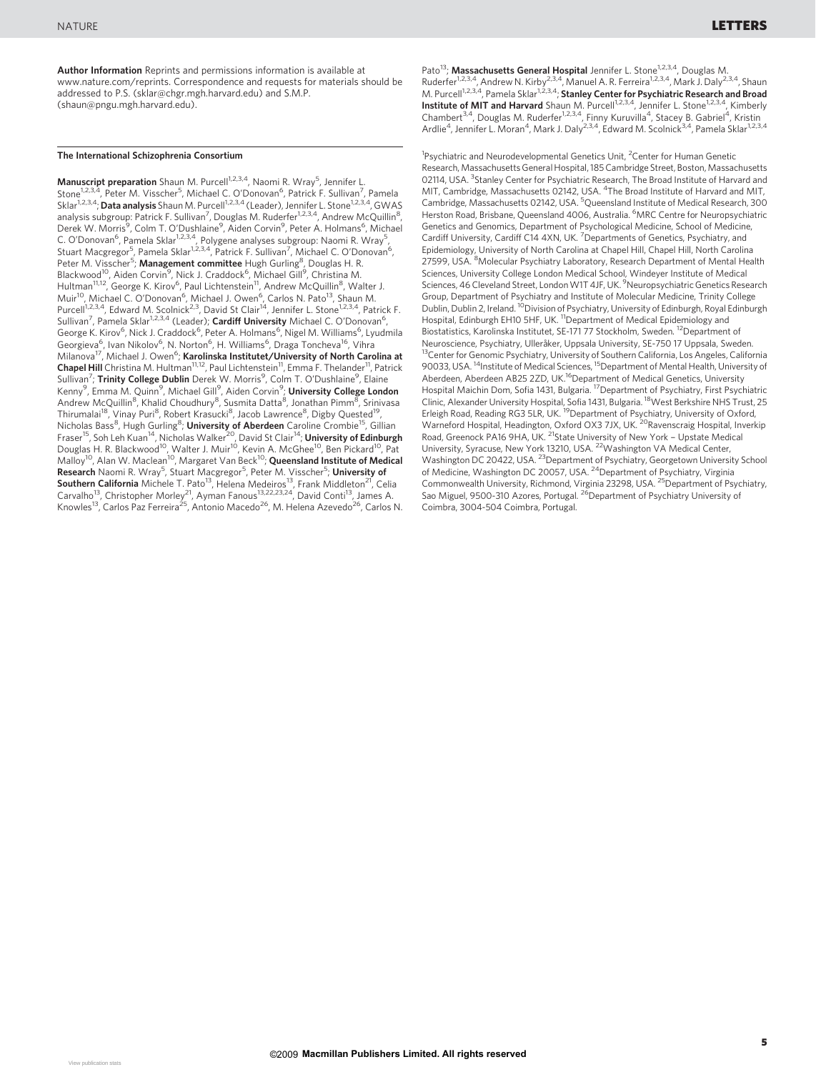**Author Information** Reprints and permissions information is available at www.nature.com/reprints. Correspondence and requests for materials should be addressed to P.S. (sklar@chgr.mgh.harvard.edu) and S.M.P. (shaun@pngu.mgh.harvard.edu).

### The International Schizophrenia Consortium

**Manuscript preparation** Shaun M. Purcell[1,2,3,4], Naomi R. Wray[5], Jennifer L. Stone[1,2,3,4], Peter M. Visscher[5], Michael C. O'Donovan[6], Patrick F. Sullivan[7], Pamela Sklar[1,2,3,4]; **Data analysis** Shaun M. Purcell[1,2,3,4] (Leader), Jennifer L. Stone[1,2,3,4], GWAS analysis subgroup: Patrick F. Sullivan[7], Douglas M. Ruderfer[1,2,3,4], Andrew McQuillin[8], Derek W. Morris[9], Colm T. O'Dushlaine[9], Aiden Corvin[9], Peter A. Holmans[6], Michael C. O'Donovan[6], Pamela Sklar[1,2,3,4], Polygene analyses subgroup: Naomi R. Wray[5], Stuart Macgregor[5], Pamela Sklar[1,2,3,4], Patrick F. Sullivan[7], Michael C. O'Donovan[6], Peter M. Visscher[5]; **Management committee** Hugh Gurling[8], Douglas H. R. Blackwood[10], Aiden Corvin[9], Nick J. Craddock[6], Michael Gill[9], Christina M. Hultman[11,12], George K. Kirov[6], Paul Lichtenstein[11], Andrew McQuillin[8], Walter J. Muir[10], Michael C. O'Donovan[6], Michael J. Owen[6], Carlos N. Pato[13], Shaun M. Purcell[1,2,3,4], Edward M. Scolnick[2,3], David St Clair[14], Jennifer L. Stone[1,2,3,4], Patrick F. Sullivan[7], Pamela Sklar[1,2,3,4] (Leader); **Cardiff University** Michael C. O'Donovan[6], George K. Kirov[6], Nick J. Craddock[6], Peter A. Holmans[6], Nigel M. Williams[6], Lyudmila Georgieva[6], Ivan Nikolov[6], N. Norton[6], H. Williams[6], Draga Toncheva[16], Vihra Milanova[17], Michael J. Owen[6]; **Karolinska Institutet/University of North Carolina at Chapel Hill** Christina M. Hultman[11,12], Paul Lichtenstein[11], Emma F. Thelander[11], Patrick Sullivan[7]; **Trinity College Dublin** Derek W. Morris[9], Colm T. O'Dushlaine[9], Elaine Kenny[9], Emma M. Quinn[9], Michael Gill[9], Aiden Corvin[9]; **University College London** Andrew McQuillin[8], Khalid Choudhury[8], Susmita Datta[8], Jonathan Pimm[8], Srinivasa Thirumalai[18], Vinay Puri[8], Robert Krasucki[8], Jacob Lawrence[8], Digby Quested[19], Nicholas Bass[8], Hugh Gurling[8]; **University of Aberdeen** Caroline Crombie[15], Gillian Fraser[15], Soh Leh Kuan[14], Nicholas Walker[20], David St Clair[14]; **University of Edinburgh** Douglas H. R. Blackwood[10], Walter J. Muir[10], Kevin A. McGhee[10], Ben Pickard[10], Pat Malloy[10], Alan W. Maclean[10], Margaret Van Beck[10]; **Queensland Institute of Medical Research** Naomi R. Wray[5], Stuart Macgregor[5], Peter M. Visscher[5]; **University of Southern California** Michele T. Pato[13], Helena Medeiros[13], Frank Middleton[21], Celia Carvalho[13], Christopher Morley[21], Ayman Fanous[13,22,23,24], David Conti[13], James A. Knowles[13], Carlos Paz Ferreira[25], Antonio Macedo[26], M. Helena Azevedo[26], Carlos N. Pato[13]; **Massachusetts General Hospital** Jennifer L. Stone[1,2,3,4], Douglas M. Ruderfer[1,2,3,4], Andrew N. Kirby[2,3,4], Manuel A. R. Ferreira[1,2,3,4], Mark J. Daly[2,3,4], Shaun M. Purcell[1,2,3,4], Pamela Sklar[1,2,3,4]; **Stanley Center for Psychiatric Research and Broad Institute of MIT and Harvard** Shaun M. Purcell[1,2,3,4], Jennifer L. Stone[1,2,3,4], Kimberly Chambert[3,4], Douglas M. Ruderfer[1,2,3,4], Finny Kuruvilla[4], Stacey B. Gabriel[4], Kristin Ardlie[4], Jennifer L. Moran[4], Mark J. Daly[2,3,4], Edward M. Scolnick[3,4], Pamela Sklar[1,2,3,4]

[1]Psychiatric and Neurodevelopmental Genetics Unit, [2]Center for Human Genetic Research, Massachusetts General Hospital, 185 Cambridge Street, Boston, Massachusetts 02114, USA. [3]Stanley Center for Psychiatric Research, The Broad Institute of Harvard and MIT, Cambridge, Massachusetts 02142, USA. [4]The Broad Institute of Harvard and MIT, Cambridge, Massachusetts 02142, USA. [5]Queensland Institute of Medical Research, 300 Herston Road, Brisbane, Queensland 4006, Australia. [6]MRC Centre for Neuropsychiatric Genetics and Genomics, Department of Psychological Medicine, School of Medicine, Cardiff University, Cardiff C14 4XN, UK. [7]Departments of Genetics, Psychiatry, and Epidemiology, University of North Carolina at Chapel Hill, Chapel Hill, North Carolina 27599, USA. [8]Molecular Psychiatry Laboratory, Research Department of Mental Health Sciences, University College London Medical School, Windeyer Institute of Medical Sciences, 46 Cleveland Street, London W1T 4JF, UK. [9]Neuropsychiatric Genetics Research Group, Department of Psychiatry and Institute of Molecular Medicine, Trinity College Dublin, Dublin 2, Ireland. [10]Division of Psychiatry, University of Edinburgh, Royal Edinburgh Hospital, Edinburgh EH10 5HF, UK. [11]Department of Medical Epidemiology and Biostatistics, Karolinska Institutet, SE-171 77 Stockholm, Sweden. [12]Department of Neuroscience, Psychiatry, Ulleråker, Uppsala University, SE-750 17 Uppsala, Sweden. [13]Center for Genomic Psychiatry, University of Southern California, Los Angeles, California 90033, USA. [14]Institute of Medical Sciences, [15]Department of Mental Health, University of Aberdeen, Aberdeen AB25 2ZD, UK. [16]Department of Medical Genetics, University Hospital Maichin Dom, Sofia 1431, Bulgaria. [17]Department of Psychiatry, First Psychiatric Clinic, Alexander University Hospital, Sofia 1431, Bulgaria. [18]West Berkshire NHS Trust, 25 Erleigh Road, Reading RG3 5LR, UK. [19]Department of Psychiatry, University of Oxford, Warneford Hospital, Headington, Oxford OX3 7JX, UK. [20]Ravenscraig Hospital, Inverkip Road, Greenock PA16 9HA, UK. [21]State University of New York – Upstate Medical University, Syracuse, New York 13210, USA. [22]Washington VA Medical Center, Washington DC 20422, USA. [23]Department of Psychiatry, Georgetown University School of Medicine, Washington DC 20057, USA. [24]Department of Psychiatry, Virginia Commonwealth University, Richmond, Virginia 23298, USA. [25]Department of Psychiatry, Sao Miguel, 9500-310 Azores, Portugal. [26]Department of Psychiatry University of Coimbra, 3004-504 Coimbra, Portugal.